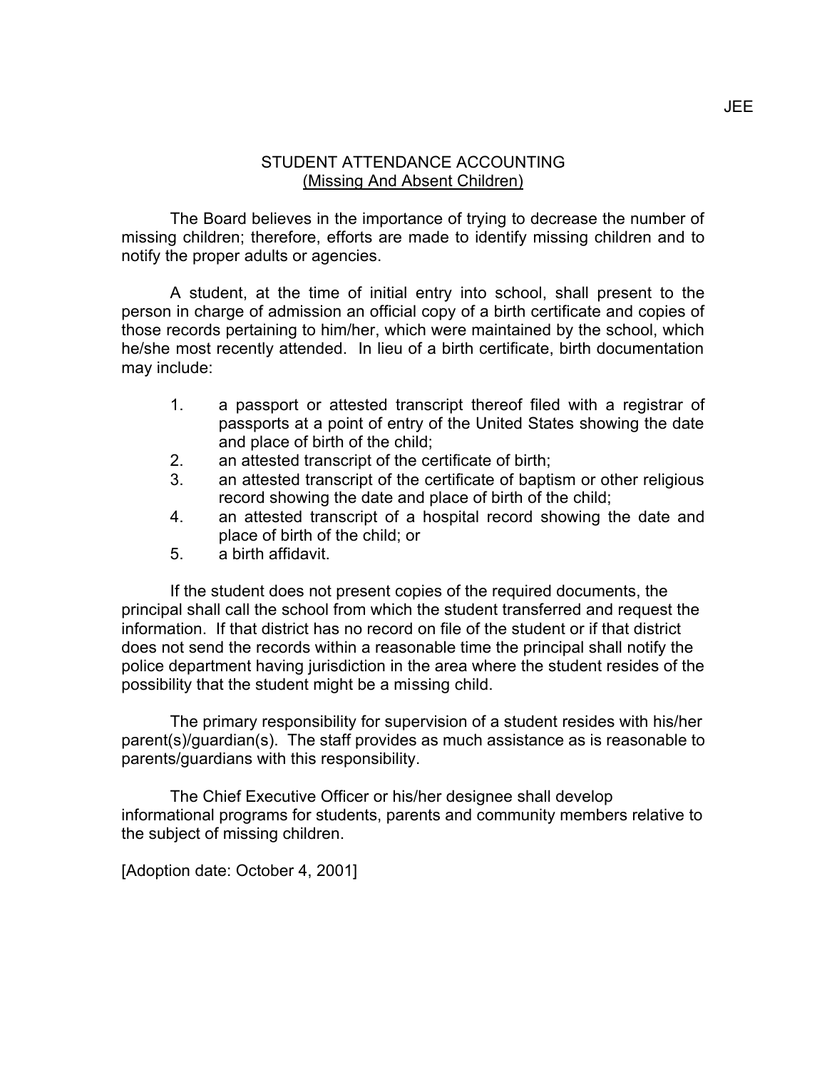JEE

# STUDENT ATTENDANCE ACCOUNTING
## (Missing And Absent Children)

The Board believes in the importance of trying to decrease the number of missing children; therefore, efforts are made to identify missing children and to notify the proper adults or agencies.

A student, at the time of initial entry into school, shall present to the person in charge of admission an official copy of a birth certificate and copies of those records pertaining to him/her, which were maintained by the school, which he/she most recently attended. In lieu of a birth certificate, birth documentation may include:

1. a passport or attested transcript thereof filed with a registrar of passports at a point of entry of the United States showing the date and place of birth of the child;
2. an attested transcript of the certificate of birth;
3. an attested transcript of the certificate of baptism or other religious record showing the date and place of birth of the child;
4. an attested transcript of a hospital record showing the date and place of birth of the child; or
5. a birth affidavit.

If the student does not present copies of the required documents, the principal shall call the school from which the student transferred and request the information. If that district has no record on file of the student or if that district does not send the records within a reasonable time the principal shall notify the police department having jurisdiction in the area where the student resides of the possibility that the student might be a missing child.

The primary responsibility for supervision of a student resides with his/her parent(s)/guardian(s). The staff provides as much assistance as is reasonable to parents/guardians with this responsibility.

The Chief Executive Officer or his/her designee shall develop informational programs for students, parents and community members relative to the subject of missing children.

[Adoption date: October 4, 2001]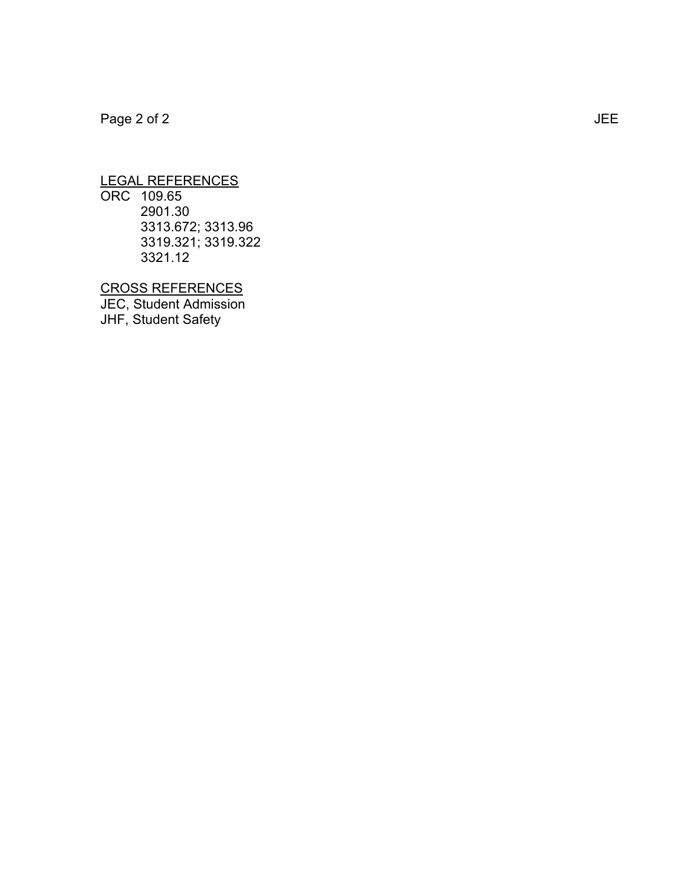<u>LEGAL REFERENCES</u>

ORC 109.65
2901.30
3313.672; 3313.96
3319.321; 3319.322
3321.12

<u>CROSS REFERENCES</u>

JEC, Student Admission
JHF, Student Safety